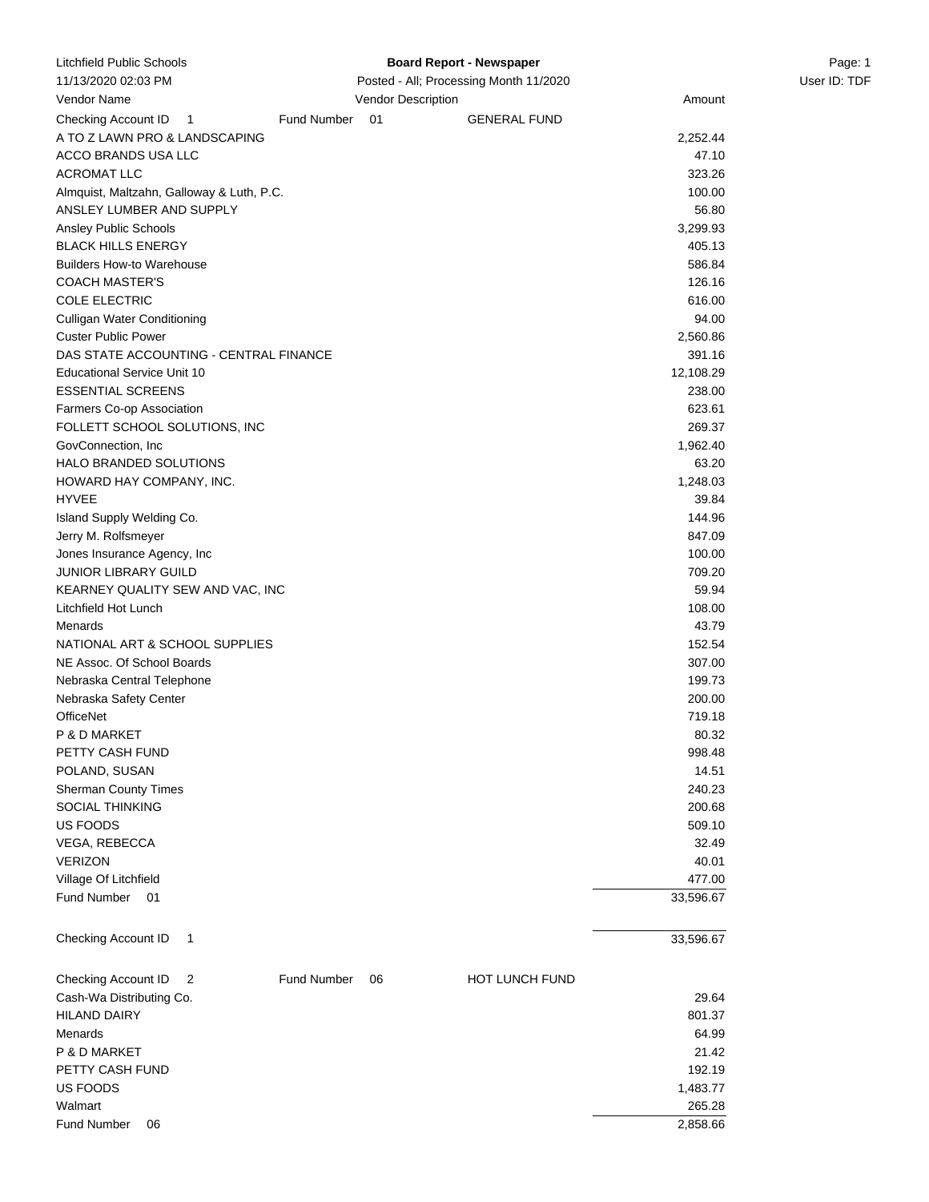Litchfield Public Schools

11/13/2020 02:03 PM

**Board Report - Newspaper**

Posted - All; Processing Month 11/2020

User ID: TDF

| Vendor Name | Vendor Description | Amount |
|---|---|---|
| Checking Account ID 1 | Fund Number 01 GENERAL FUND | |
| A TO Z LAWN PRO & LANDSCAPING | | 2,252.44 |
| ACCO BRANDS USA LLC | | 47.10 |
| ACROMAT LLC | | 323.26 |
| Almquist, Maltzahn, Galloway & Luth, P.C. | | 100.00 |
| ANSLEY LUMBER AND SUPPLY | | 56.80 |
| Ansley Public Schools | | 3,299.93 |
| BLACK HILLS ENERGY | | 405.13 |
| Builders How-to Warehouse | | 586.84 |
| COACH MASTER'S | | 126.16 |
| COLE ELECTRIC | | 616.00 |
| Culligan Water Conditioning | | 94.00 |
| Custer Public Power | | 2,560.86 |
| DAS STATE ACCOUNTING - CENTRAL FINANCE | | 391.16 |
| Educational Service Unit 10 | | 12,108.29 |
| ESSENTIAL SCREENS | | 238.00 |
| Farmers Co-op Association | | 623.61 |
| FOLLETT SCHOOL SOLUTIONS, INC | | 269.37 |
| GovConnection, Inc | | 1,962.40 |
| HALO BRANDED SOLUTIONS | | 63.20 |
| HOWARD HAY COMPANY, INC. | | 1,248.03 |
| HYVEE | | 39.84 |
| Island Supply Welding Co. | | 144.96 |
| Jerry M. Rolfsmeyer | | 847.09 |
| Jones Insurance Agency, Inc | | 100.00 |
| JUNIOR LIBRARY GUILD | | 709.20 |
| KEARNEY QUALITY SEW AND VAC, INC | | 59.94 |
| Litchfield Hot Lunch | | 108.00 |
| Menards | | 43.79 |
| NATIONAL ART & SCHOOL SUPPLIES | | 152.54 |
| NE Assoc. Of School Boards | | 307.00 |
| Nebraska Central Telephone | | 199.73 |
| Nebraska Safety Center | | 200.00 |
| OfficeNet | | 719.18 |
| P & D MARKET | | 80.32 |
| PETTY CASH FUND | | 998.48 |
| POLAND, SUSAN | | 14.51 |
| Sherman County Times | | 240.23 |
| SOCIAL THINKING | | 200.68 |
| US FOODS | | 509.10 |
| VEGA, REBECCA | | 32.49 |
| VERIZON | | 40.01 |
| Village Of Litchfield | | 477.00 |
| Fund Number 01 | | 33,596.67 |
| Checking Account ID 1 | | 33,596.67 |
| Checking Account ID 2 | Fund Number 06 HOT LUNCH FUND | |
| Cash-Wa Distributing Co. | | 29.64 |
| HILAND DAIRY | | 801.37 |
| Menards | | 64.99 |
| P & D MARKET | | 21.42 |
| PETTY CASH FUND | | 192.19 |
| US FOODS | | 1,483.77 |
| Walmart | | 265.28 |
| Fund Number 06 | | 2,858.66 |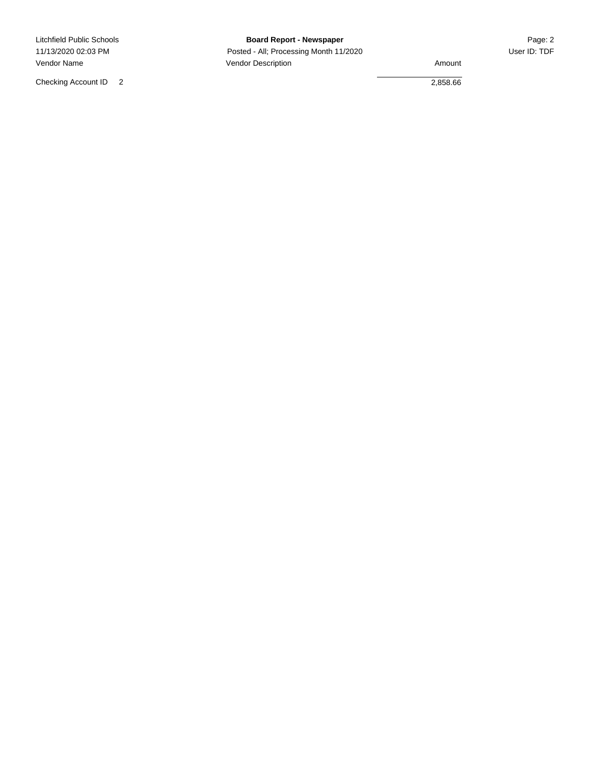| Vendor Name | Vendor Description | Amount |
|---|---|---|
| Checking Account ID 2 | | 2,858.66 |